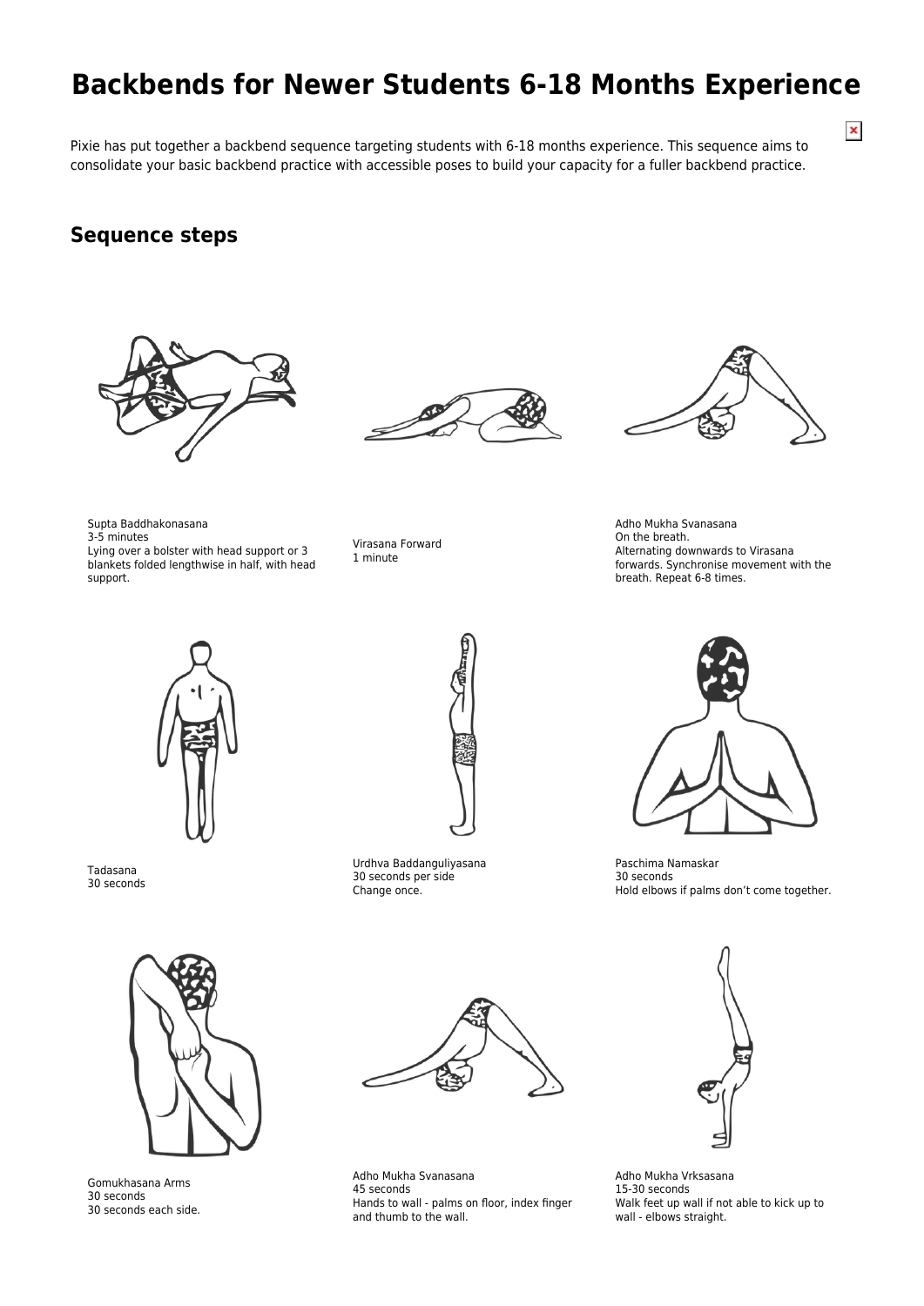# Backbends for Newer Students 6-18 Months Experience

Pixie has put together a backbend sequence targeting students with 6-18 months experience. This sequence aims to consolidate your basic backbend practice with accessible poses to build your capacity for a fuller backbend practice.

## Sequence steps

Supta Baddhakonasana
3-5 minutes
Lying over a bolster with head support or 3 blankets folded lengthwise in half, with head support.

Virasana Forward
1 minute

Adho Mukha Svanasana
On the breath.
Alternating downwards to Virasana forwards. Synchronise movement with the breath. Repeat 6-8 times.

Tadasana
30 seconds

Urdhva Baddanguliyasana
30 seconds per side
Change once.

Paschima Namaskar
30 seconds
Hold elbows if palms don't come together.

Gomukhasana Arms
30 seconds
30 seconds each side.

Adho Mukha Svanasana
45 seconds
Hands to wall - palms on floor, index finger and thumb to the wall.

Adho Mukha Vrksasana
15-30 seconds
Walk feet up wall if not able to kick up to wall - elbows straight.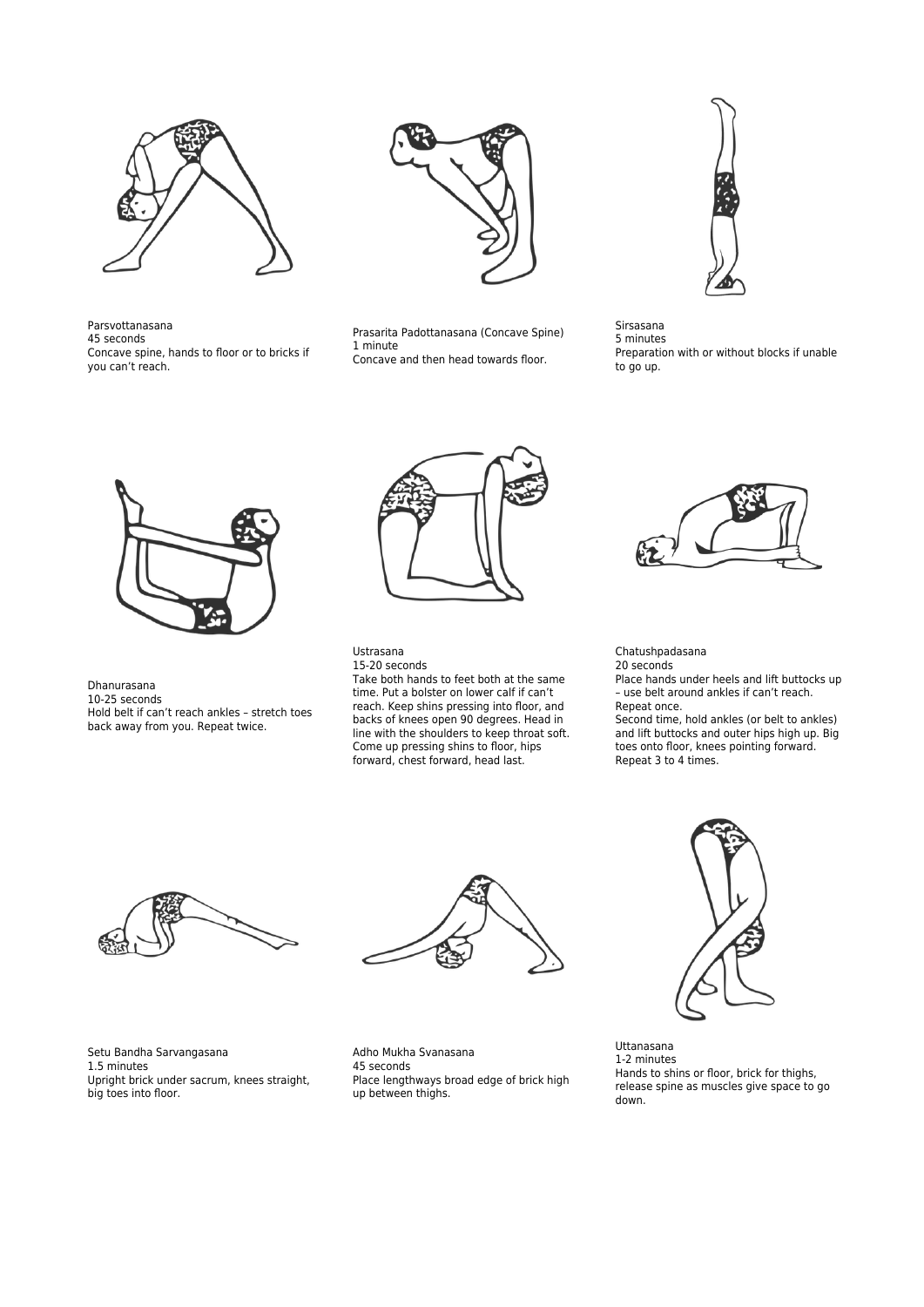Parsvottanasana
45 seconds
Concave spine, hands to floor or to bricks if you can't reach.

Prasarita Padottanasana (Concave Spine)
1 minute
Concave and then head towards floor.

Sirsasana
5 minutes
Preparation with or without blocks if unable to go up.

Dhanurasana
10-25 seconds
Hold belt if can't reach ankles – stretch toes back away from you. Repeat twice.

Ustrasana
15-20 seconds
Take both hands to feet both at the same time. Put a bolster on lower calf if can't reach. Keep shins pressing into floor, and backs of knees open 90 degrees. Head in line with the shoulders to keep throat soft. Come up pressing shins to floor, hips forward, chest forward, head last.

Chatushpadasana
20 seconds
Place hands under heels and lift buttocks up – use belt around ankles if can't reach. Repeat once.
Second time, hold ankles (or belt to ankles) and lift buttocks and outer hips high up. Big toes onto floor, knees pointing forward. Repeat 3 to 4 times.

Setu Bandha Sarvangasana
1.5 minutes
Upright brick under sacrum, knees straight, big toes into floor.

Adho Mukha Svanasana
45 seconds
Place lengthways broad edge of brick high up between thighs.

Uttanasana
1-2 minutes
Hands to shins or floor, brick for thighs, release spine as muscles give space to go down.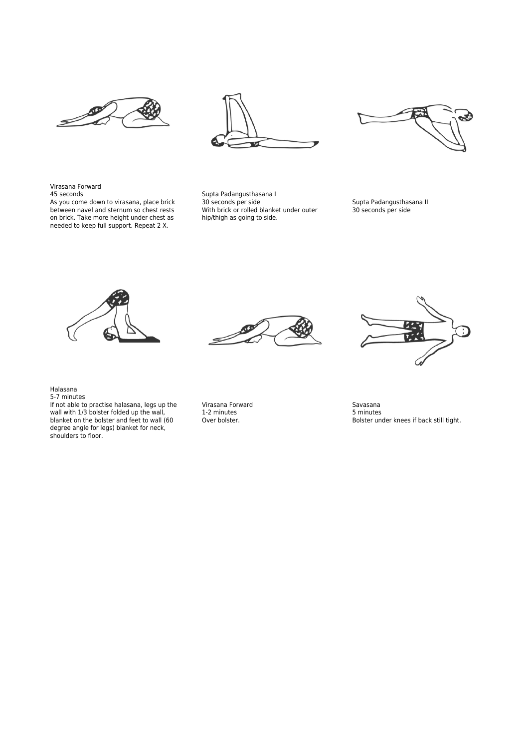Virasana Forward
45 seconds
As you come down to virasana, place brick between navel and sternum so chest rests on brick. Take more height under chest as needed to keep full support. Repeat 2 X.

Supta Padangusthasana I
30 seconds per side
With brick or rolled blanket under outer hip/thigh as going to side.

Supta Padangusthasana II
30 seconds per side

Halasana
5-7 minutes
If not able to practise halasana, legs up the wall with 1/3 bolster folded up the wall, blanket on the bolster and feet to wall (60 degree angle for legs) blanket for neck, shoulders to floor.

Virasana Forward
1-2 minutes
Over bolster.

Savasana
5 minutes
Bolster under knees if back still tight.